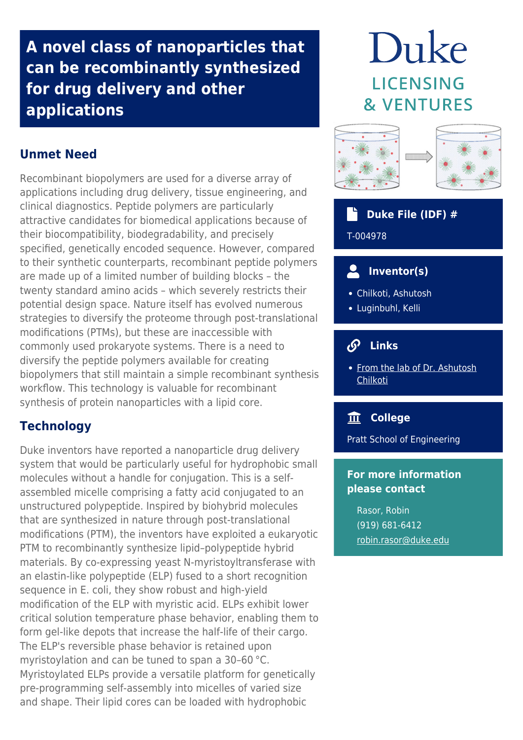# A novel class of nanoparticles that can be recombinantly synthesized for drug delivery and other applications

## Unmet Need

Recombinant biopolymers are used for a diverse array of applications including drug delivery, tissue engineering, and clinical diagnostics. Peptide polymers are particularly attractive candidates for biomedical applications because of their biocompatibility, biodegradability, and precisely specified, genetically encoded sequence. However, compared to their synthetic counterparts, recombinant peptide polymers are made up of a limited number of building blocks – the twenty standard amino acids – which severely restricts their potential design space. Nature itself has evolved numerous strategies to diversify the proteome through post-translational modifications (PTMs), but these are inaccessible with commonly used prokaryote systems. There is a need to diversify the peptide polymers available for creating biopolymers that still maintain a simple recombinant synthesis workflow. This technology is valuable for recombinant synthesis of protein nanoparticles with a lipid core.

## Technology

Duke inventors have reported a nanoparticle drug delivery system that would be particularly useful for hydrophobic small molecules without a handle for conjugation. This is a self-assembled micelle comprising a fatty acid conjugated to an unstructured polypeptide. Inspired by biohybrid molecules that are synthesized in nature through post-translational modifications (PTM), the inventors have exploited a eukaryotic PTM to recombinantly synthesize lipid–polypeptide hybrid materials. By co-expressing yeast N-myristoyltransferase with an elastin-like polypeptide (ELP) fused to a short recognition sequence in E. coli, they show robust and high-yield modification of the ELP with myristic acid. ELPs exhibit lower critical solution temperature phase behavior, enabling them to form gel-like depots that increase the half-life of their cargo. The ELP's reversible phase behavior is retained upon myristoylation and can be tuned to span a 30–60 °C. Myristoylated ELPs provide a versatile platform for genetically pre-programming self-assembly into micelles of varied size and shape. Their lipid cores can be loaded with hydrophobic

**Duke File (IDF) #**

T-004978

**Inventor(s)**

- Chilkoti, Ashutosh
- Luginbuhl, Kelli

**Links**

- From the lab of Dr. Ashutosh Chilkoti

**College**

Pratt School of Engineering

**For more information please contact**

Rasor, Robin
(919) 681-6412
robin.rasor@duke.edu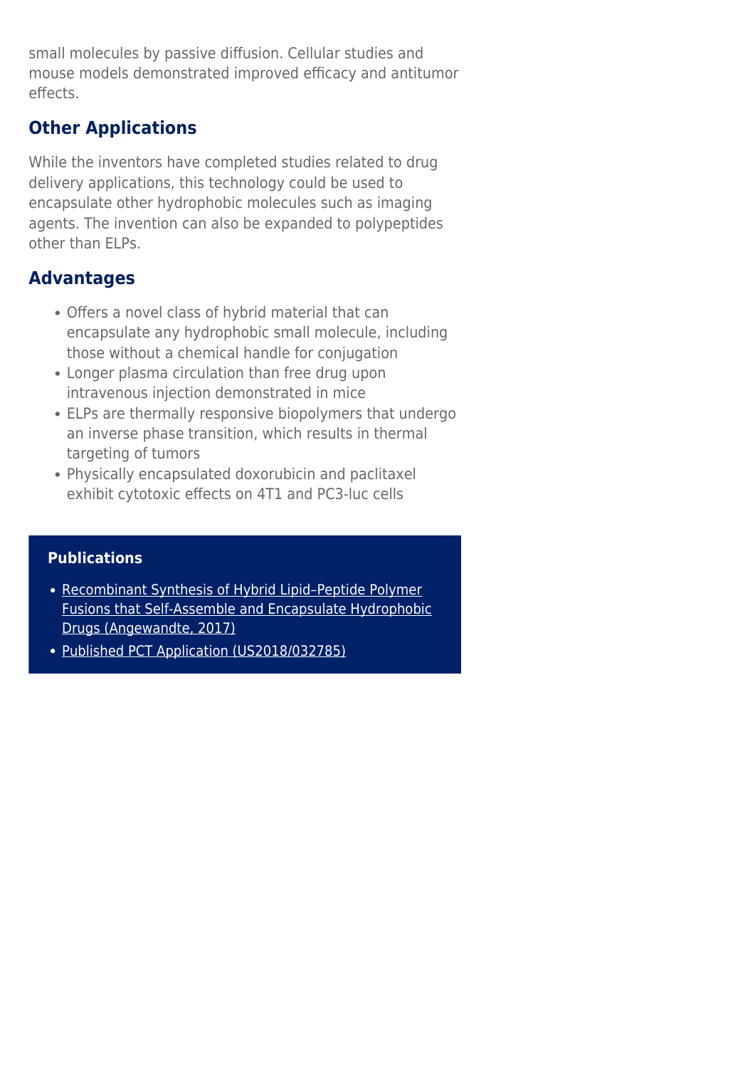small molecules by passive diffusion. Cellular studies and mouse models demonstrated improved efficacy and antitumor effects.

## Other Applications

While the inventors have completed studies related to drug delivery applications, this technology could be used to encapsulate other hydrophobic molecules such as imaging agents. The invention can also be expanded to polypeptides other than ELPs.

## Advantages

- Offers a novel class of hybrid material that can encapsulate any hydrophobic small molecule, including those without a chemical handle for conjugation
- Longer plasma circulation than free drug upon intravenous injection demonstrated in mice
- ELPs are thermally responsive biopolymers that undergo an inverse phase transition, which results in thermal targeting of tumors
- Physically encapsulated doxorubicin and paclitaxel exhibit cytotoxic effects on 4T1 and PC3-luc cells

### Publications

- Recombinant Synthesis of Hybrid Lipid–Peptide Polymer Fusions that Self-Assemble and Encapsulate Hydrophobic Drugs (Angewandte, 2017)
- Published PCT Application (US2018/032785)